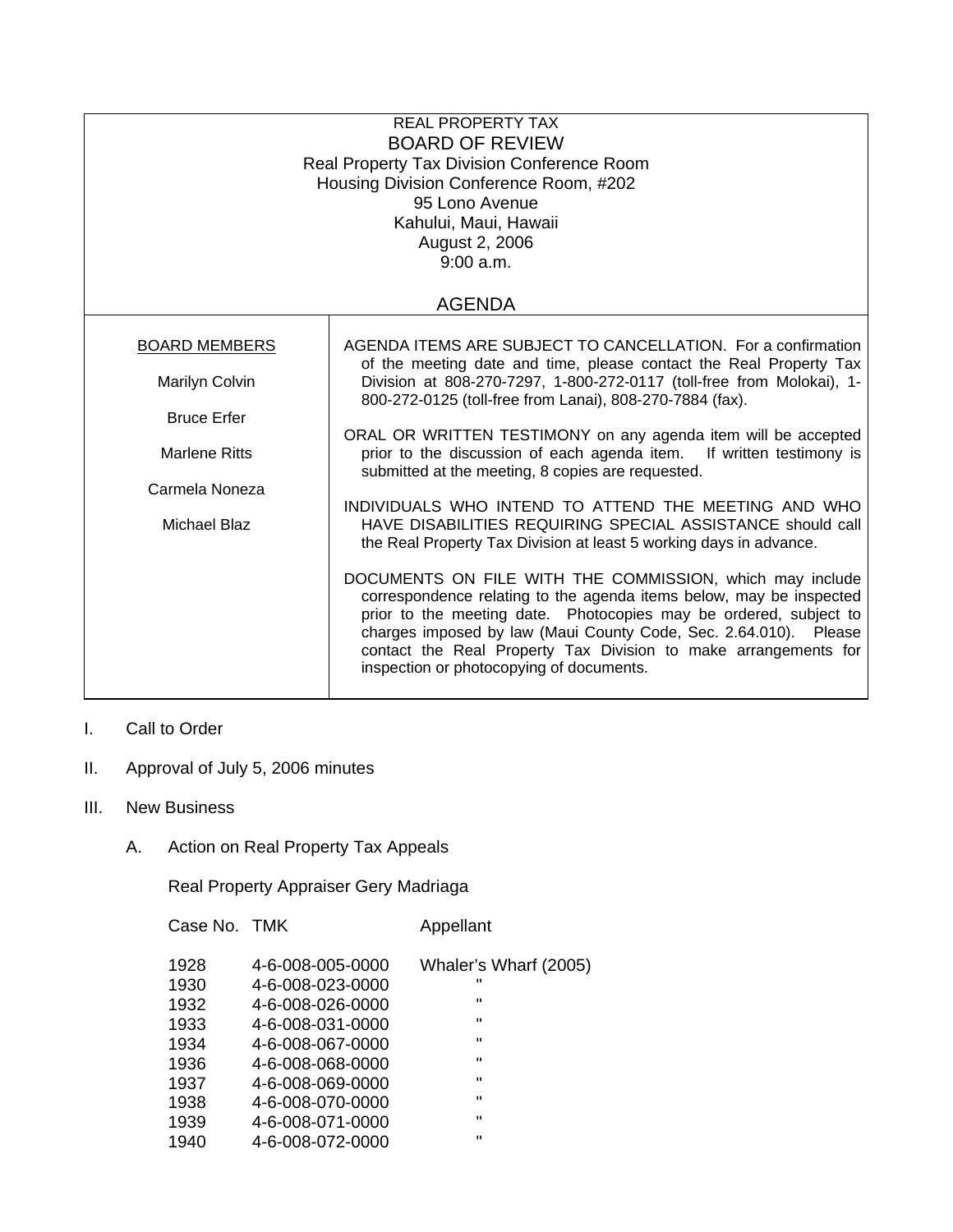REAL PROPERTY TAX

# BOARD OF REVIEW

Real Property Tax Division Conference Room
Housing Division Conference Room, #202
95 Lono Avenue
Kahului, Maui, Hawaii
August 2, 2006
9:00 a.m.

## AGENDA

| BOARD MEMBERS | |
|---|---|
| Marilyn Colvin<br><br>Bruce Erfer<br><br>Marlene Ritts<br><br>Carmela Noneza<br><br>Michael Blaz | AGENDA ITEMS ARE SUBJECT TO CANCELLATION. For a confirmation of the meeting date and time, please contact the Real Property Tax Division at 808-270-7297, 1-800-272-0117 (toll-free from Molokai), 1-800-272-0125 (toll-free from Lanai), 808-270-7884 (fax).<br><br>ORAL OR WRITTEN TESTIMONY on any agenda item will be accepted prior to the discussion of each agenda item. If written testimony is submitted at the meeting, 8 copies are requested.<br><br>INDIVIDUALS WHO INTEND TO ATTEND THE MEETING AND WHO HAVE DISABILITIES REQUIRING SPECIAL ASSISTANCE should call the Real Property Tax Division at least 5 working days in advance.<br><br>DOCUMENTS ON FILE WITH THE COMMISSION, which may include correspondence relating to the agenda items below, may be inspected prior to the meeting date. Photocopies may be ordered, subject to charges imposed by law (Maui County Code, Sec. 2.64.010). Please contact the Real Property Tax Division to make arrangements for inspection or photocopying of documents. |

I. Call to Order

II. Approval of July 5, 2006 minutes

III. New Business

A. Action on Real Property Tax Appeals

Real Property Appraiser Gery Madriaga

| Case No. | TMK | Appellant |
|---|---|---|
| 1928 | 4-6-008-005-0000 | Whaler's Wharf (2005) |
| 1930 | 4-6-008-023-0000 | " |
| 1932 | 4-6-008-026-0000 | " |
| 1933 | 4-6-008-031-0000 | " |
| 1934 | 4-6-008-067-0000 | " |
| 1936 | 4-6-008-068-0000 | " |
| 1937 | 4-6-008-069-0000 | " |
| 1938 | 4-6-008-070-0000 | " |
| 1939 | 4-6-008-071-0000 | " |
| 1940 | 4-6-008-072-0000 | " |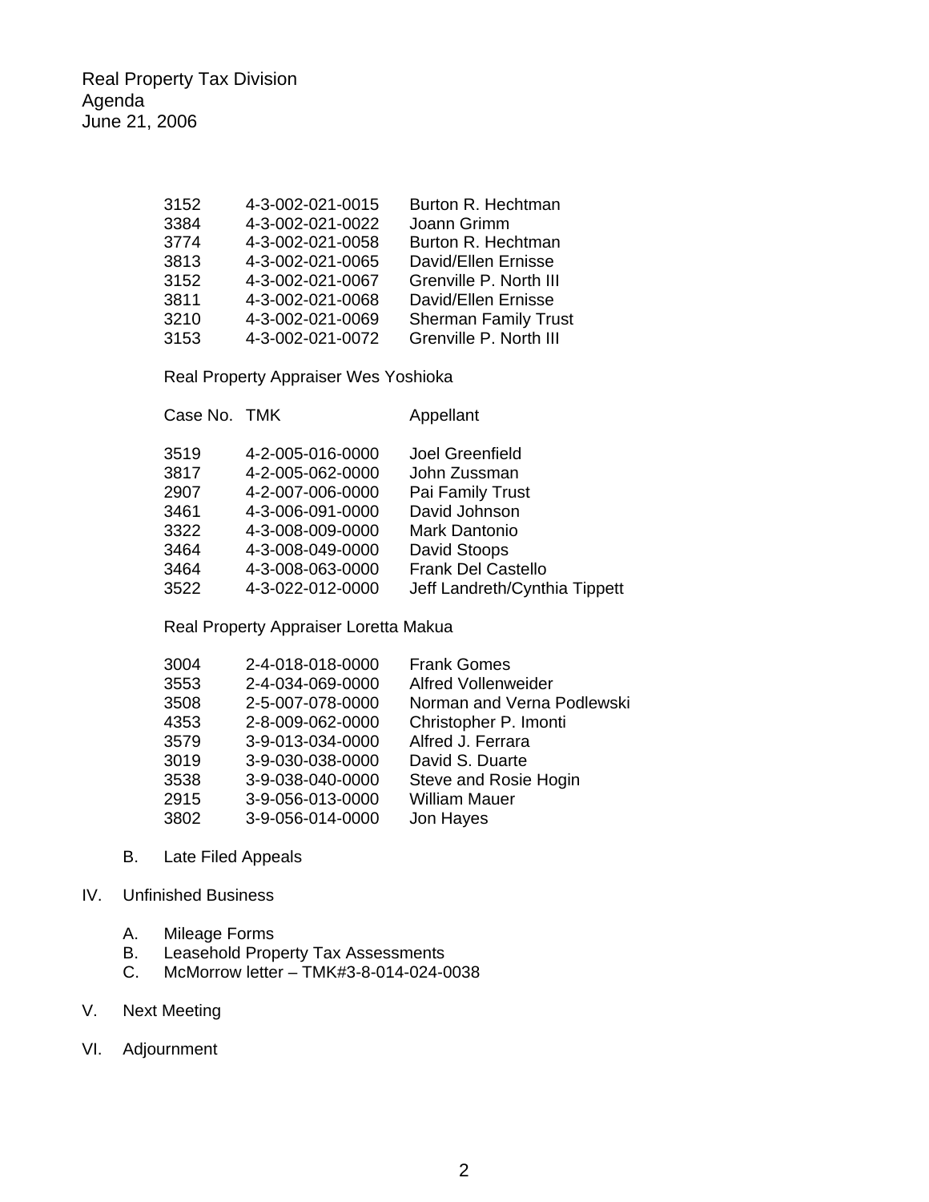Real Property Tax Division
Agenda
June 21, 2006

| | | |
|---|---|---|
| 3152 | 4-3-002-021-0015 | Burton R. Hechtman |
| 3384 | 4-3-002-021-0022 | Joann Grimm |
| 3774 | 4-3-002-021-0058 | Burton R. Hechtman |
| 3813 | 4-3-002-021-0065 | David/Ellen Ernisse |
| 3152 | 4-3-002-021-0067 | Grenville P. North III |
| 3811 | 4-3-002-021-0068 | David/Ellen Ernisse |
| 3210 | 4-3-002-021-0069 | Sherman Family Trust |
| 3153 | 4-3-002-021-0072 | Grenville P. North III |

Real Property Appraiser Wes Yoshioka

| Case No. | TMK | Appellant |
|---|---|---|
| 3519 | 4-2-005-016-0000 | Joel Greenfield |
| 3817 | 4-2-005-062-0000 | John Zussman |
| 2907 | 4-2-007-006-0000 | Pai Family Trust |
| 3461 | 4-3-006-091-0000 | David Johnson |
| 3322 | 4-3-008-009-0000 | Mark Dantonio |
| 3464 | 4-3-008-049-0000 | David Stoops |
| 3464 | 4-3-008-063-0000 | Frank Del Castello |
| 3522 | 4-3-022-012-0000 | Jeff Landreth/Cynthia Tippett |

Real Property Appraiser Loretta Makua

| | | |
|---|---|---|
| 3004 | 2-4-018-018-0000 | Frank Gomes |
| 3553 | 2-4-034-069-0000 | Alfred Vollenweider |
| 3508 | 2-5-007-078-0000 | Norman and Verna Podlewski |
| 4353 | 2-8-009-062-0000 | Christopher P. Imonti |
| 3579 | 3-9-013-034-0000 | Alfred J. Ferrara |
| 3019 | 3-9-030-038-0000 | David S. Duarte |
| 3538 | 3-9-038-040-0000 | Steve and Rosie Hogin |
| 2915 | 3-9-056-013-0000 | William Mauer |
| 3802 | 3-9-056-014-0000 | Jon Hayes |

B. Late Filed Appeals

IV. Unfinished Business

A. Mileage Forms
B. Leasehold Property Tax Assessments
C. McMorrow letter – TMK#3-8-014-024-0038

V. Next Meeting

VI. Adjournment